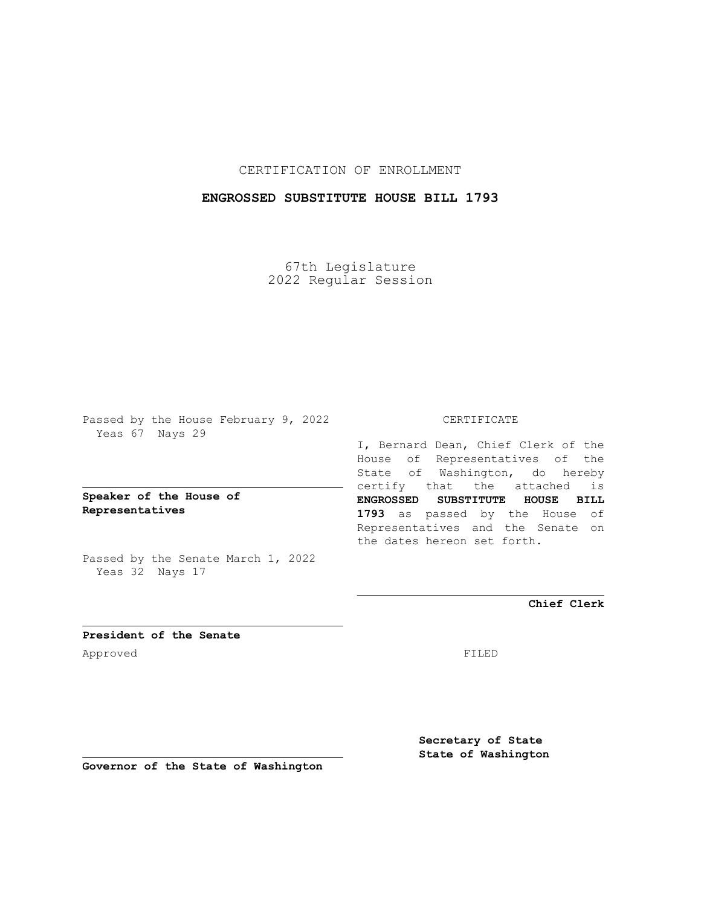CERTIFICATION OF ENROLLMENT

**ENGROSSED SUBSTITUTE HOUSE BILL 1793**

67th Legislature
2022 Regular Session

Passed by the House February 9, 2022
Yeas 67 Nays 29

**Speaker of the House of Representatives**

Passed by the Senate March 1, 2022
Yeas 32 Nays 17

**President of the Senate**

Approved

**Governor of the State of Washington**

CERTIFICATE

I, Bernard Dean, Chief Clerk of the House of Representatives of the State of Washington, do hereby certify that the attached is **ENGROSSED SUBSTITUTE HOUSE BILL 1793** as passed by the House of Representatives and the Senate on the dates hereon set forth.

**Chief Clerk**

FILED

**Secretary of State**
**State of Washington**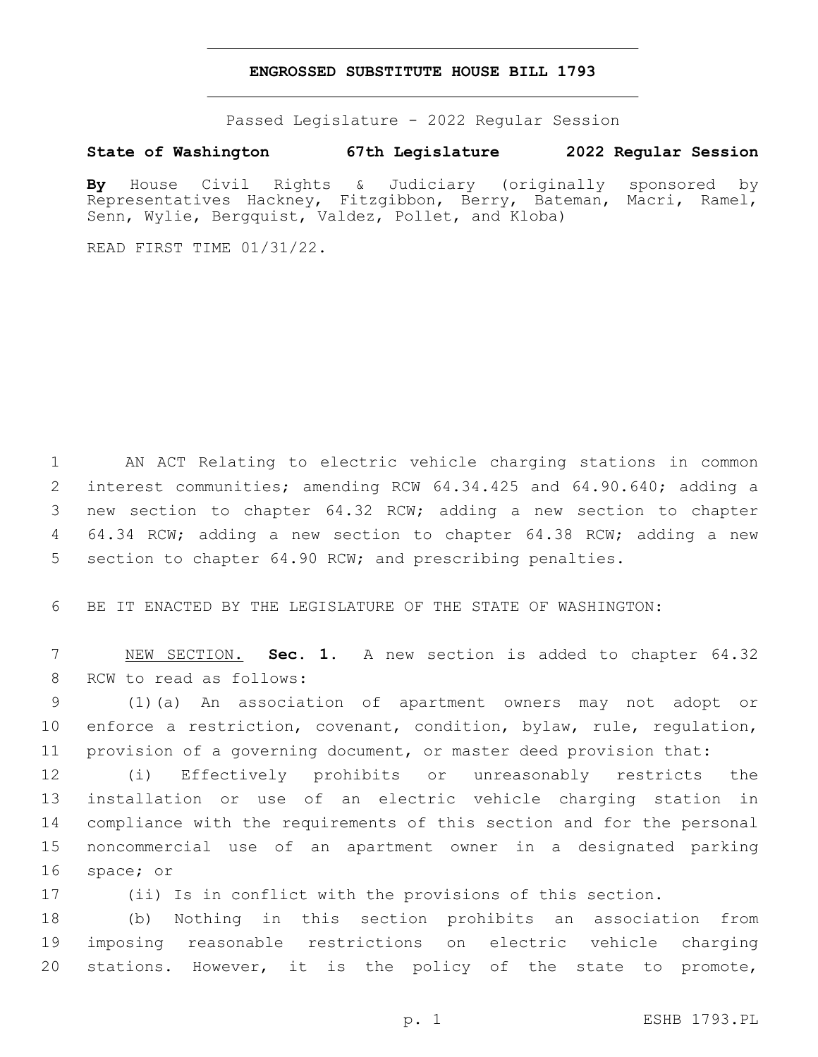# ENGROSSED SUBSTITUTE HOUSE BILL 1793

Passed Legislature - 2022 Regular Session

**State of Washington 67th Legislature 2022 Regular Session**

**By** House Civil Rights & Judiciary (originally sponsored by Representatives Hackney, Fitzgibbon, Berry, Bateman, Macri, Ramel, Senn, Wylie, Bergquist, Valdez, Pollet, and Kloba)

READ FIRST TIME 01/31/22.

AN ACT Relating to electric vehicle charging stations in common interest communities; amending RCW 64.34.425 and 64.90.640; adding a new section to chapter 64.32 RCW; adding a new section to chapter 64.34 RCW; adding a new section to chapter 64.38 RCW; adding a new section to chapter 64.90 RCW; and prescribing penalties.

BE IT ENACTED BY THE LEGISLATURE OF THE STATE OF WASHINGTON:

NEW SECTION. **Sec. 1.** A new section is added to chapter 64.32 RCW to read as follows:

(1)(a) An association of apartment owners may not adopt or enforce a restriction, covenant, condition, bylaw, rule, regulation, provision of a governing document, or master deed provision that:

(i) Effectively prohibits or unreasonably restricts the installation or use of an electric vehicle charging station in compliance with the requirements of this section and for the personal noncommercial use of an apartment owner in a designated parking space; or

(ii) Is in conflict with the provisions of this section.

(b) Nothing in this section prohibits an association from imposing reasonable restrictions on electric vehicle charging stations. However, it is the policy of the state to promote,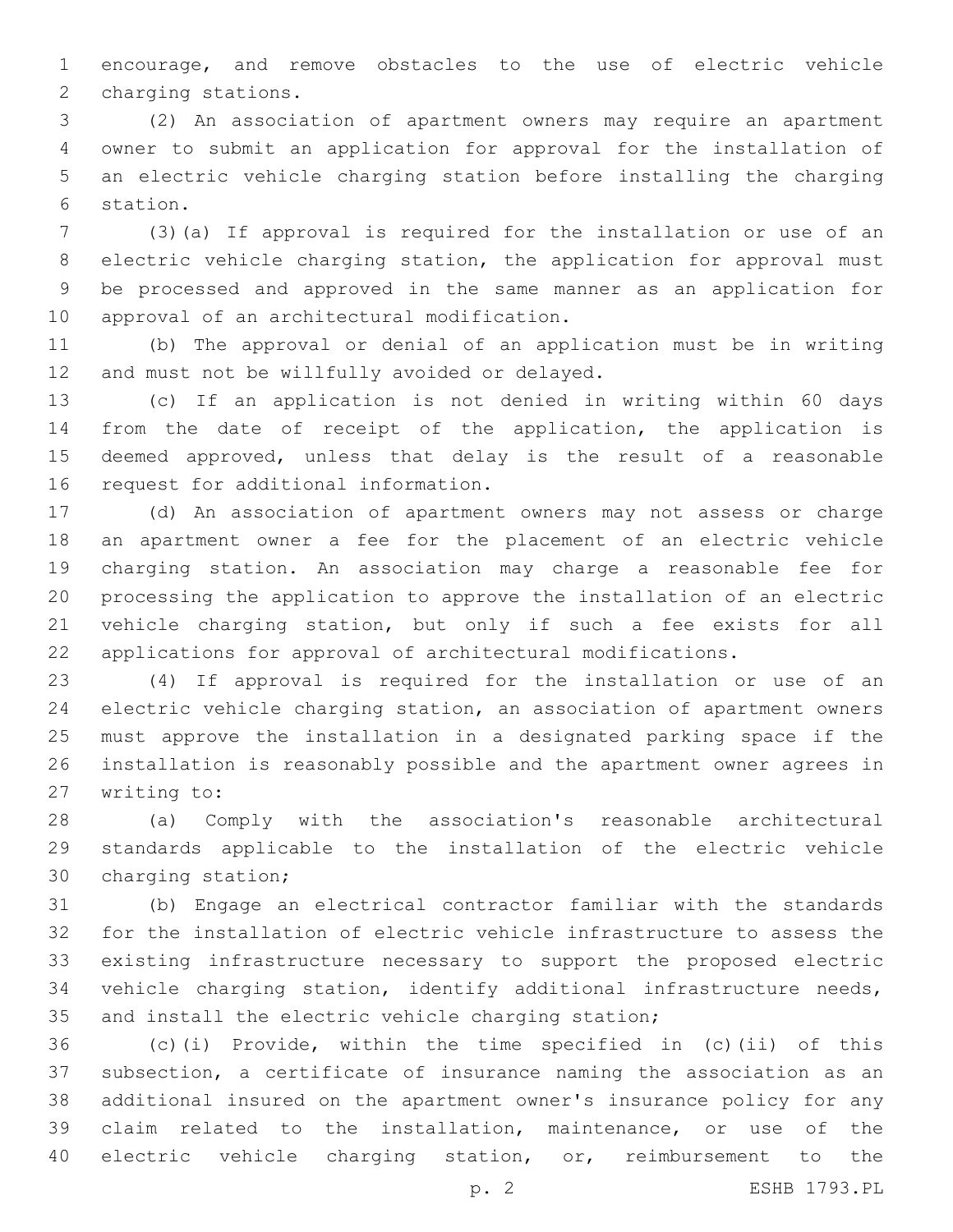encourage, and remove obstacles to the use of electric vehicle charging stations.

(2) An association of apartment owners may require an apartment owner to submit an application for approval for the installation of an electric vehicle charging station before installing the charging station.

(3)(a) If approval is required for the installation or use of an electric vehicle charging station, the application for approval must be processed and approved in the same manner as an application for approval of an architectural modification.

(b) The approval or denial of an application must be in writing and must not be willfully avoided or delayed.

(c) If an application is not denied in writing within 60 days from the date of receipt of the application, the application is deemed approved, unless that delay is the result of a reasonable request for additional information.

(d) An association of apartment owners may not assess or charge an apartment owner a fee for the placement of an electric vehicle charging station. An association may charge a reasonable fee for processing the application to approve the installation of an electric vehicle charging station, but only if such a fee exists for all applications for approval of architectural modifications.

(4) If approval is required for the installation or use of an electric vehicle charging station, an association of apartment owners must approve the installation in a designated parking space if the installation is reasonably possible and the apartment owner agrees in writing to:

(a) Comply with the association's reasonable architectural standards applicable to the installation of the electric vehicle charging station;

(b) Engage an electrical contractor familiar with the standards for the installation of electric vehicle infrastructure to assess the existing infrastructure necessary to support the proposed electric vehicle charging station, identify additional infrastructure needs, and install the electric vehicle charging station;

(c)(i) Provide, within the time specified in (c)(ii) of this subsection, a certificate of insurance naming the association as an additional insured on the apartment owner's insurance policy for any claim related to the installation, maintenance, or use of the electric vehicle charging station, or, reimbursement to the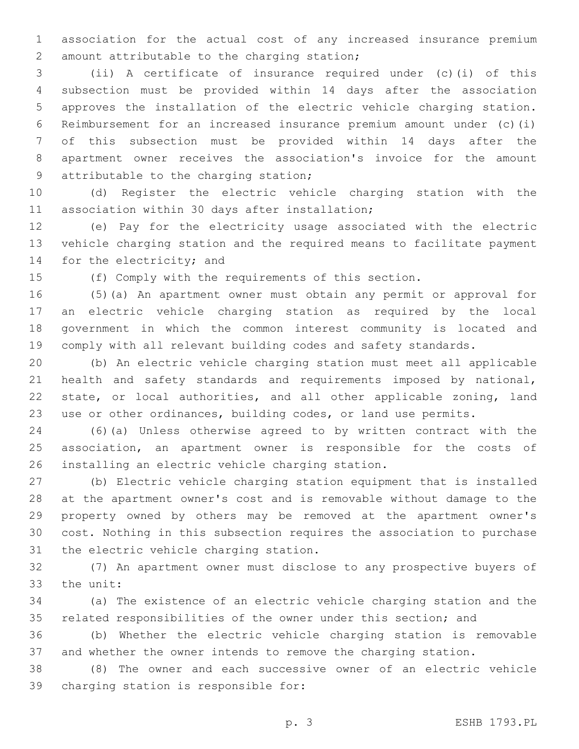association for the actual cost of any increased insurance premium amount attributable to the charging station;

(ii) A certificate of insurance required under (c)(i) of this subsection must be provided within 14 days after the association approves the installation of the electric vehicle charging station. Reimbursement for an increased insurance premium amount under (c)(i) of this subsection must be provided within 14 days after the apartment owner receives the association's invoice for the amount attributable to the charging station;

(d) Register the electric vehicle charging station with the association within 30 days after installation;

(e) Pay for the electricity usage associated with the electric vehicle charging station and the required means to facilitate payment for the electricity; and

(f) Comply with the requirements of this section.

(5)(a) An apartment owner must obtain any permit or approval for an electric vehicle charging station as required by the local government in which the common interest community is located and comply with all relevant building codes and safety standards.

(b) An electric vehicle charging station must meet all applicable health and safety standards and requirements imposed by national, state, or local authorities, and all other applicable zoning, land use or other ordinances, building codes, or land use permits.

(6)(a) Unless otherwise agreed to by written contract with the association, an apartment owner is responsible for the costs of installing an electric vehicle charging station.

(b) Electric vehicle charging station equipment that is installed at the apartment owner's cost and is removable without damage to the property owned by others may be removed at the apartment owner's cost. Nothing in this subsection requires the association to purchase the electric vehicle charging station.

(7) An apartment owner must disclose to any prospective buyers of the unit:

(a) The existence of an electric vehicle charging station and the related responsibilities of the owner under this section; and

(b) Whether the electric vehicle charging station is removable and whether the owner intends to remove the charging station.

(8) The owner and each successive owner of an electric vehicle charging station is responsible for: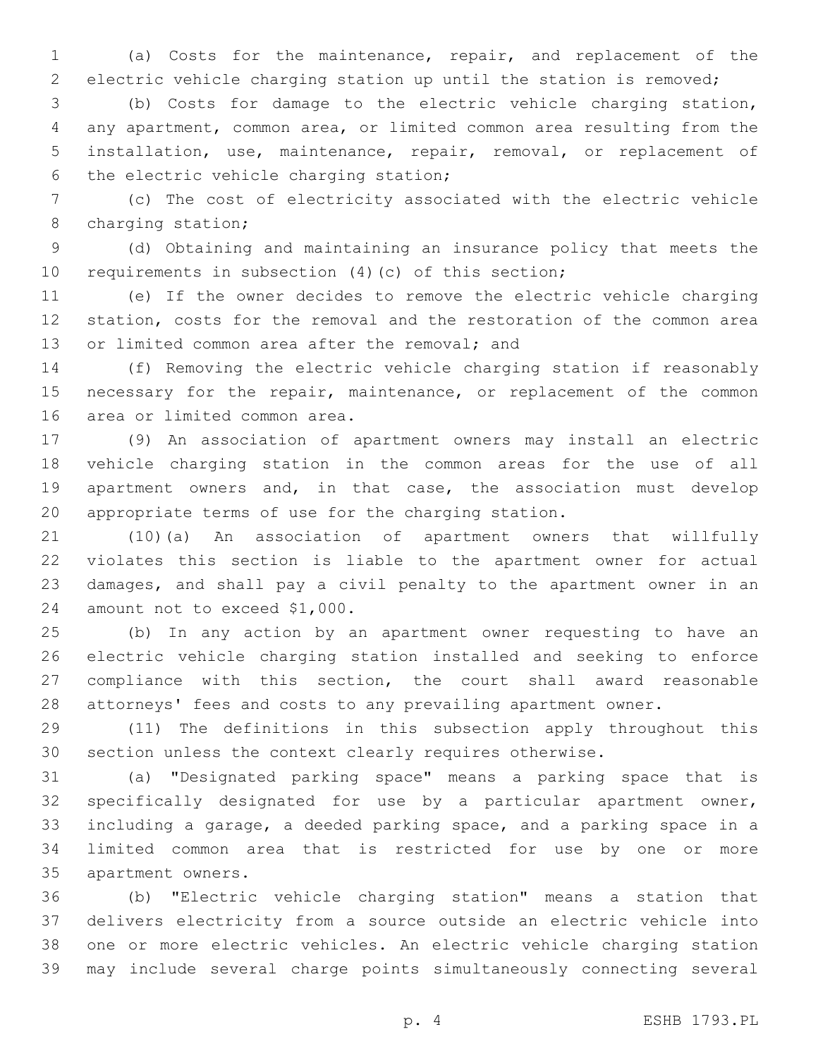(a) Costs for the maintenance, repair, and replacement of the electric vehicle charging station up until the station is removed;

(b) Costs for damage to the electric vehicle charging station, any apartment, common area, or limited common area resulting from the installation, use, maintenance, repair, removal, or replacement of the electric vehicle charging station;

(c) The cost of electricity associated with the electric vehicle charging station;

(d) Obtaining and maintaining an insurance policy that meets the requirements in subsection (4)(c) of this section;

(e) If the owner decides to remove the electric vehicle charging station, costs for the removal and the restoration of the common area or limited common area after the removal; and

(f) Removing the electric vehicle charging station if reasonably necessary for the repair, maintenance, or replacement of the common area or limited common area.

(9) An association of apartment owners may install an electric vehicle charging station in the common areas for the use of all apartment owners and, in that case, the association must develop appropriate terms of use for the charging station.

(10)(a) An association of apartment owners that willfully violates this section is liable to the apartment owner for actual damages, and shall pay a civil penalty to the apartment owner in an amount not to exceed $1,000.

(b) In any action by an apartment owner requesting to have an electric vehicle charging station installed and seeking to enforce compliance with this section, the court shall award reasonable attorneys' fees and costs to any prevailing apartment owner.

(11) The definitions in this subsection apply throughout this section unless the context clearly requires otherwise.

(a) "Designated parking space" means a parking space that is specifically designated for use by a particular apartment owner, including a garage, a deeded parking space, and a parking space in a limited common area that is restricted for use by one or more apartment owners.

(b) "Electric vehicle charging station" means a station that delivers electricity from a source outside an electric vehicle into one or more electric vehicles. An electric vehicle charging station may include several charge points simultaneously connecting several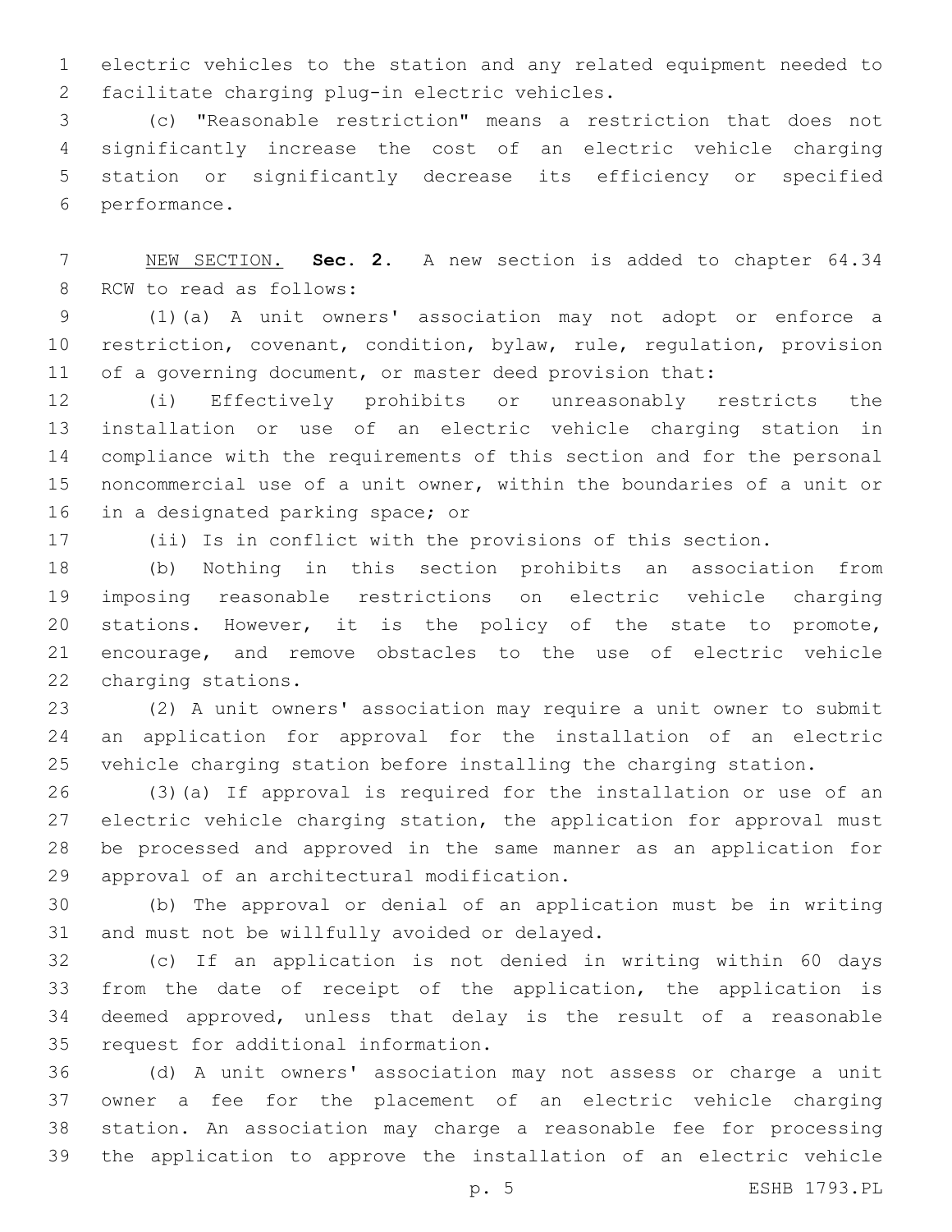electric vehicles to the station and any related equipment needed to facilitate charging plug-in electric vehicles.

(c) "Reasonable restriction" means a restriction that does not significantly increase the cost of an electric vehicle charging station or significantly decrease its efficiency or specified performance.

NEW SECTION. **Sec. 2.** A new section is added to chapter 64.34 RCW to read as follows:

(1)(a) A unit owners' association may not adopt or enforce a restriction, covenant, condition, bylaw, rule, regulation, provision of a governing document, or master deed provision that:

(i) Effectively prohibits or unreasonably restricts the installation or use of an electric vehicle charging station in compliance with the requirements of this section and for the personal noncommercial use of a unit owner, within the boundaries of a unit or in a designated parking space; or

(ii) Is in conflict with the provisions of this section.

(b) Nothing in this section prohibits an association from imposing reasonable restrictions on electric vehicle charging stations. However, it is the policy of the state to promote, encourage, and remove obstacles to the use of electric vehicle charging stations.

(2) A unit owners' association may require a unit owner to submit an application for approval for the installation of an electric vehicle charging station before installing the charging station.

(3)(a) If approval is required for the installation or use of an electric vehicle charging station, the application for approval must be processed and approved in the same manner as an application for approval of an architectural modification.

(b) The approval or denial of an application must be in writing and must not be willfully avoided or delayed.

(c) If an application is not denied in writing within 60 days from the date of receipt of the application, the application is deemed approved, unless that delay is the result of a reasonable request for additional information.

(d) A unit owners' association may not assess or charge a unit owner a fee for the placement of an electric vehicle charging station. An association may charge a reasonable fee for processing the application to approve the installation of an electric vehicle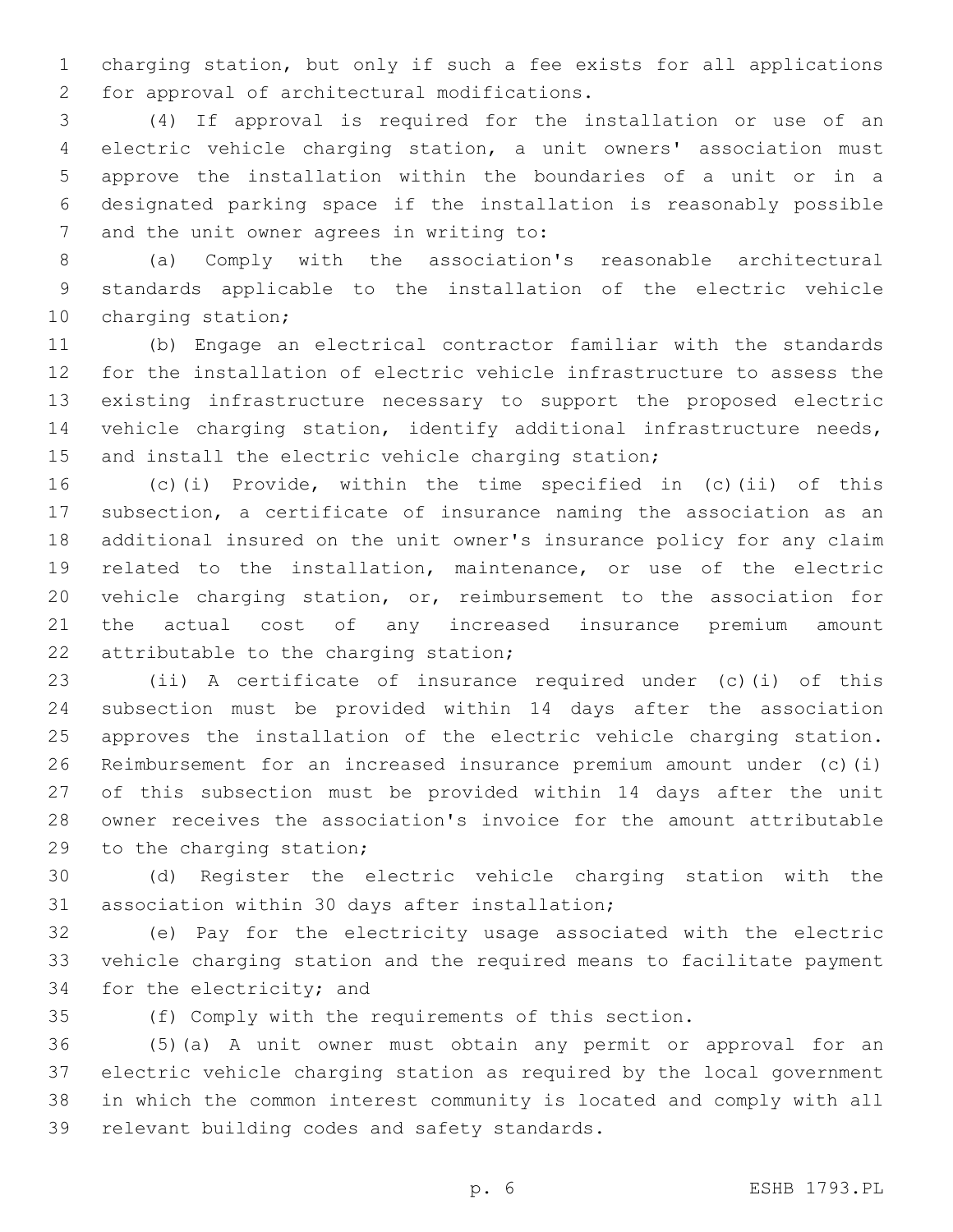charging station, but only if such a fee exists for all applications for approval of architectural modifications.

(4) If approval is required for the installation or use of an electric vehicle charging station, a unit owners' association must approve the installation within the boundaries of a unit or in a designated parking space if the installation is reasonably possible and the unit owner agrees in writing to:

(a) Comply with the association's reasonable architectural standards applicable to the installation of the electric vehicle charging station;

(b) Engage an electrical contractor familiar with the standards for the installation of electric vehicle infrastructure to assess the existing infrastructure necessary to support the proposed electric vehicle charging station, identify additional infrastructure needs, and install the electric vehicle charging station;

(c)(i) Provide, within the time specified in (c)(ii) of this subsection, a certificate of insurance naming the association as an additional insured on the unit owner's insurance policy for any claim related to the installation, maintenance, or use of the electric vehicle charging station, or, reimbursement to the association for the actual cost of any increased insurance premium amount attributable to the charging station;

(ii) A certificate of insurance required under (c)(i) of this subsection must be provided within 14 days after the association approves the installation of the electric vehicle charging station. Reimbursement for an increased insurance premium amount under (c)(i) of this subsection must be provided within 14 days after the unit owner receives the association's invoice for the amount attributable to the charging station;

(d) Register the electric vehicle charging station with the association within 30 days after installation;

(e) Pay for the electricity usage associated with the electric vehicle charging station and the required means to facilitate payment for the electricity; and

(f) Comply with the requirements of this section.

(5)(a) A unit owner must obtain any permit or approval for an electric vehicle charging station as required by the local government in which the common interest community is located and comply with all relevant building codes and safety standards.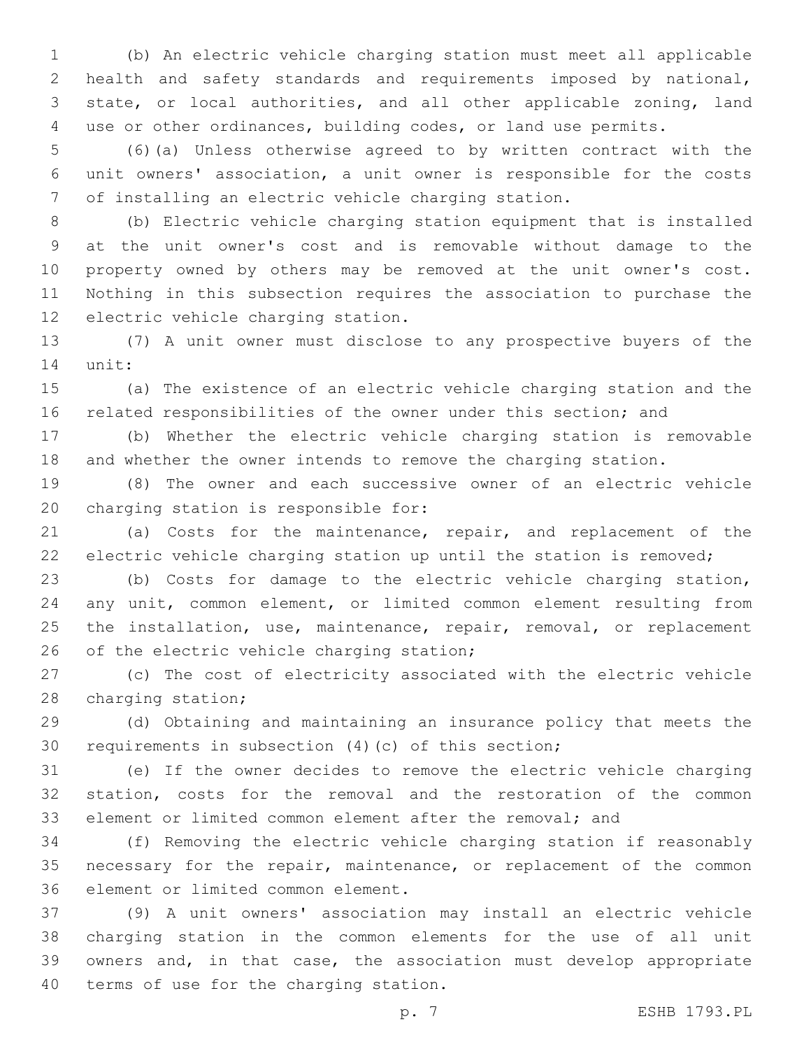(b) An electric vehicle charging station must meet all applicable health and safety standards and requirements imposed by national, state, or local authorities, and all other applicable zoning, land use or other ordinances, building codes, or land use permits.

(6)(a) Unless otherwise agreed to by written contract with the unit owners' association, a unit owner is responsible for the costs of installing an electric vehicle charging station.

(b) Electric vehicle charging station equipment that is installed at the unit owner's cost and is removable without damage to the property owned by others may be removed at the unit owner's cost. Nothing in this subsection requires the association to purchase the electric vehicle charging station.

(7) A unit owner must disclose to any prospective buyers of the unit:

(a) The existence of an electric vehicle charging station and the related responsibilities of the owner under this section; and

(b) Whether the electric vehicle charging station is removable and whether the owner intends to remove the charging station.

(8) The owner and each successive owner of an electric vehicle charging station is responsible for:

(a) Costs for the maintenance, repair, and replacement of the electric vehicle charging station up until the station is removed;

(b) Costs for damage to the electric vehicle charging station, any unit, common element, or limited common element resulting from the installation, use, maintenance, repair, removal, or replacement of the electric vehicle charging station;

(c) The cost of electricity associated with the electric vehicle charging station;

(d) Obtaining and maintaining an insurance policy that meets the requirements in subsection (4)(c) of this section;

(e) If the owner decides to remove the electric vehicle charging station, costs for the removal and the restoration of the common element or limited common element after the removal; and

(f) Removing the electric vehicle charging station if reasonably necessary for the repair, maintenance, or replacement of the common element or limited common element.

(9) A unit owners' association may install an electric vehicle charging station in the common elements for the use of all unit owners and, in that case, the association must develop appropriate terms of use for the charging station.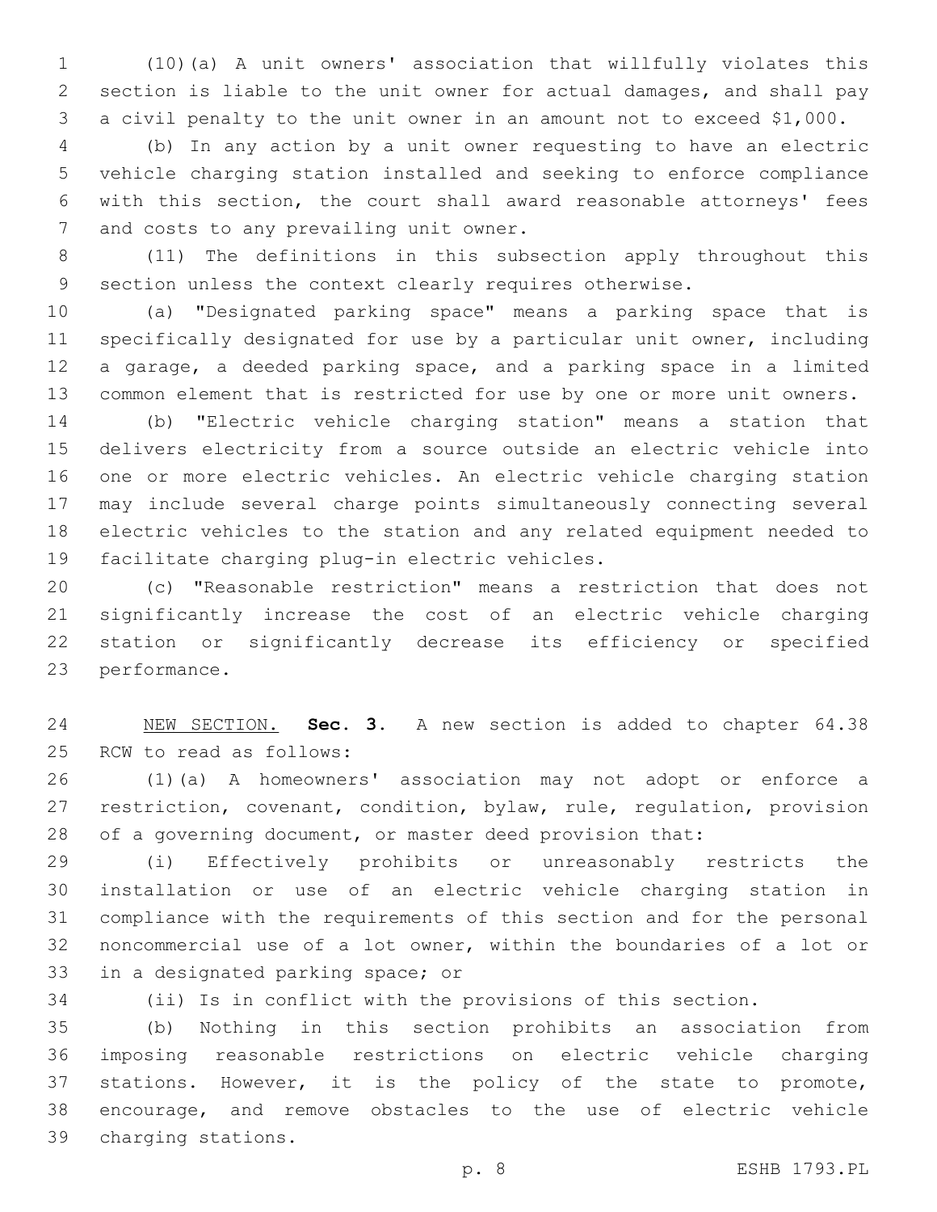(10)(a) A unit owners' association that willfully violates this section is liable to the unit owner for actual damages, and shall pay a civil penalty to the unit owner in an amount not to exceed $1,000.

(b) In any action by a unit owner requesting to have an electric vehicle charging station installed and seeking to enforce compliance with this section, the court shall award reasonable attorneys' fees and costs to any prevailing unit owner.

(11) The definitions in this subsection apply throughout this section unless the context clearly requires otherwise.

(a) "Designated parking space" means a parking space that is specifically designated for use by a particular unit owner, including a garage, a deeded parking space, and a parking space in a limited common element that is restricted for use by one or more unit owners.

(b) "Electric vehicle charging station" means a station that delivers electricity from a source outside an electric vehicle into one or more electric vehicles. An electric vehicle charging station may include several charge points simultaneously connecting several electric vehicles to the station and any related equipment needed to facilitate charging plug-in electric vehicles.

(c) "Reasonable restriction" means a restriction that does not significantly increase the cost of an electric vehicle charging station or significantly decrease its efficiency or specified performance.

NEW SECTION. **Sec. 3.** A new section is added to chapter 64.38 RCW to read as follows:

(1)(a) A homeowners' association may not adopt or enforce a restriction, covenant, condition, bylaw, rule, regulation, provision of a governing document, or master deed provision that:

(i) Effectively prohibits or unreasonably restricts the installation or use of an electric vehicle charging station in compliance with the requirements of this section and for the personal noncommercial use of a lot owner, within the boundaries of a lot or in a designated parking space; or

(ii) Is in conflict with the provisions of this section.

(b) Nothing in this section prohibits an association from imposing reasonable restrictions on electric vehicle charging stations. However, it is the policy of the state to promote, encourage, and remove obstacles to the use of electric vehicle charging stations.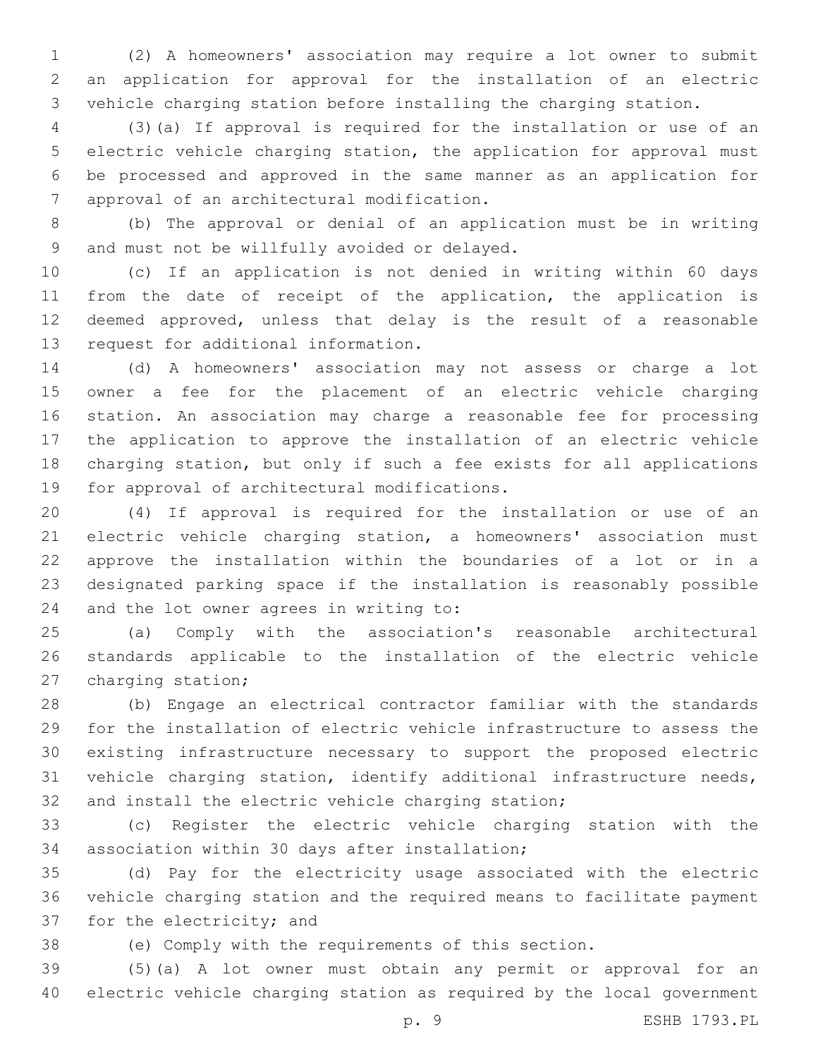(2) A homeowners' association may require a lot owner to submit an application for approval for the installation of an electric vehicle charging station before installing the charging station.

(3)(a) If approval is required for the installation or use of an electric vehicle charging station, the application for approval must be processed and approved in the same manner as an application for approval of an architectural modification.

(b) The approval or denial of an application must be in writing and must not be willfully avoided or delayed.

(c) If an application is not denied in writing within 60 days from the date of receipt of the application, the application is deemed approved, unless that delay is the result of a reasonable request for additional information.

(d) A homeowners' association may not assess or charge a lot owner a fee for the placement of an electric vehicle charging station. An association may charge a reasonable fee for processing the application to approve the installation of an electric vehicle charging station, but only if such a fee exists for all applications for approval of architectural modifications.

(4) If approval is required for the installation or use of an electric vehicle charging station, a homeowners' association must approve the installation within the boundaries of a lot or in a designated parking space if the installation is reasonably possible and the lot owner agrees in writing to:

(a) Comply with the association's reasonable architectural standards applicable to the installation of the electric vehicle charging station;

(b) Engage an electrical contractor familiar with the standards for the installation of electric vehicle infrastructure to assess the existing infrastructure necessary to support the proposed electric vehicle charging station, identify additional infrastructure needs, and install the electric vehicle charging station;

(c) Register the electric vehicle charging station with the association within 30 days after installation;

(d) Pay for the electricity usage associated with the electric vehicle charging station and the required means to facilitate payment for the electricity; and

(e) Comply with the requirements of this section.

(5)(a) A lot owner must obtain any permit or approval for an electric vehicle charging station as required by the local government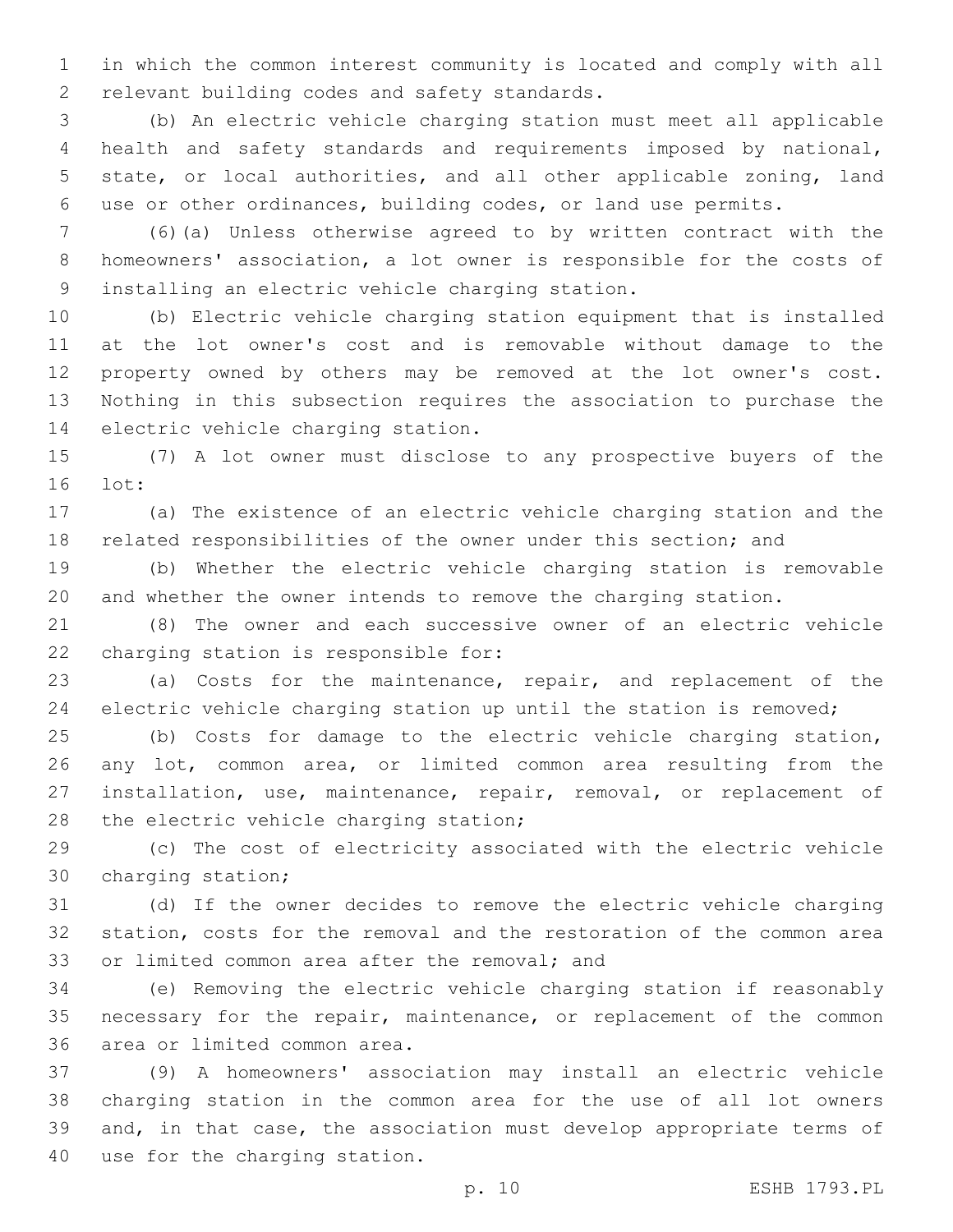in which the common interest community is located and comply with all relevant building codes and safety standards.

(b) An electric vehicle charging station must meet all applicable health and safety standards and requirements imposed by national, state, or local authorities, and all other applicable zoning, land use or other ordinances, building codes, or land use permits.

(6)(a) Unless otherwise agreed to by written contract with the homeowners' association, a lot owner is responsible for the costs of installing an electric vehicle charging station.

(b) Electric vehicle charging station equipment that is installed at the lot owner's cost and is removable without damage to the property owned by others may be removed at the lot owner's cost. Nothing in this subsection requires the association to purchase the electric vehicle charging station.

(7) A lot owner must disclose to any prospective buyers of the lot:

(a) The existence of an electric vehicle charging station and the related responsibilities of the owner under this section; and

(b) Whether the electric vehicle charging station is removable and whether the owner intends to remove the charging station.

(8) The owner and each successive owner of an electric vehicle charging station is responsible for:

(a) Costs for the maintenance, repair, and replacement of the electric vehicle charging station up until the station is removed;

(b) Costs for damage to the electric vehicle charging station, any lot, common area, or limited common area resulting from the installation, use, maintenance, repair, removal, or replacement of the electric vehicle charging station;

(c) The cost of electricity associated with the electric vehicle charging station;

(d) If the owner decides to remove the electric vehicle charging station, costs for the removal and the restoration of the common area or limited common area after the removal; and

(e) Removing the electric vehicle charging station if reasonably necessary for the repair, maintenance, or replacement of the common area or limited common area.

(9) A homeowners' association may install an electric vehicle charging station in the common area for the use of all lot owners and, in that case, the association must develop appropriate terms of use for the charging station.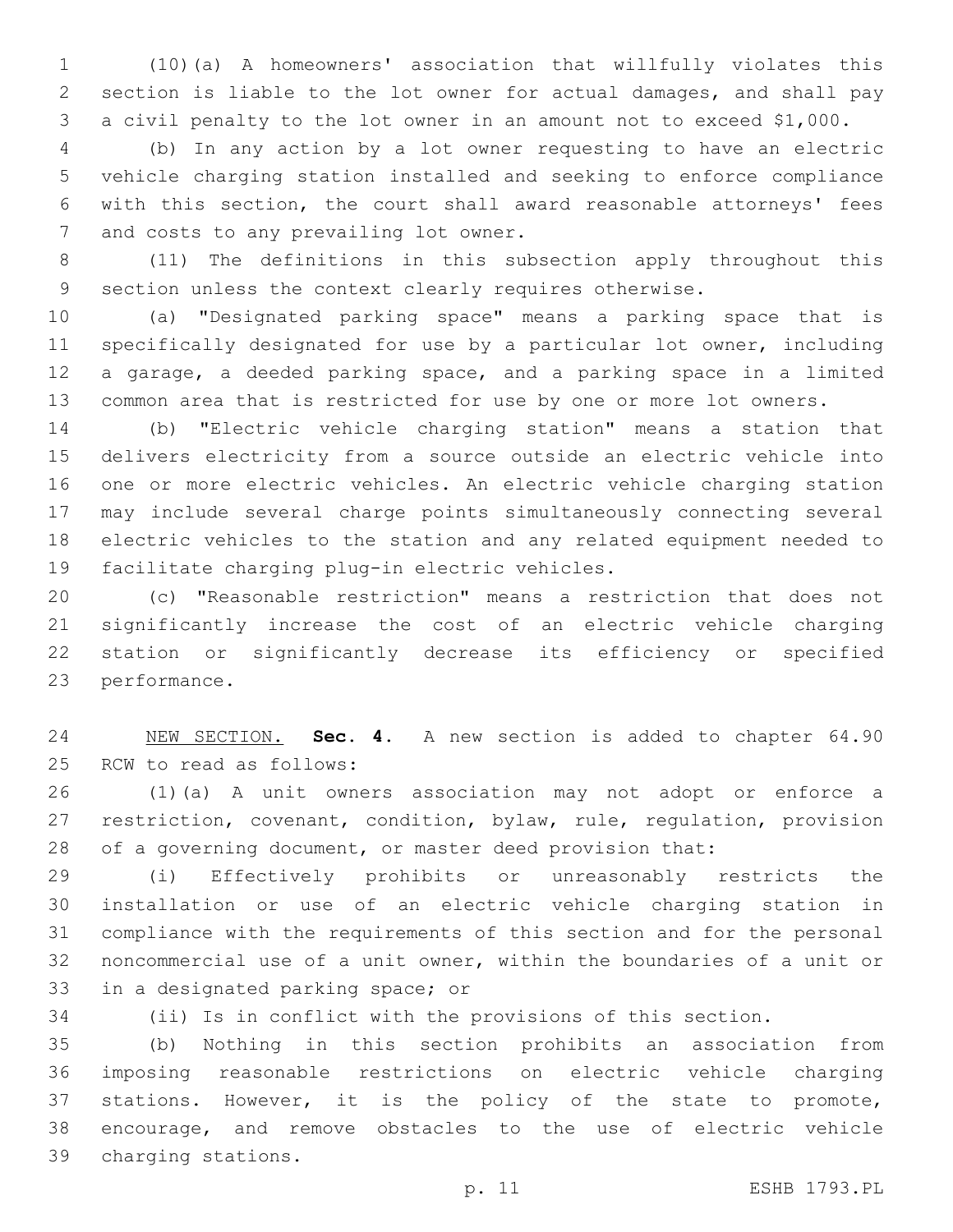(10)(a) A homeowners' association that willfully violates this section is liable to the lot owner for actual damages, and shall pay a civil penalty to the lot owner in an amount not to exceed $1,000.

(b) In any action by a lot owner requesting to have an electric vehicle charging station installed and seeking to enforce compliance with this section, the court shall award reasonable attorneys' fees and costs to any prevailing lot owner.

(11) The definitions in this subsection apply throughout this section unless the context clearly requires otherwise.

(a) "Designated parking space" means a parking space that is specifically designated for use by a particular lot owner, including a garage, a deeded parking space, and a parking space in a limited common area that is restricted for use by one or more lot owners.

(b) "Electric vehicle charging station" means a station that delivers electricity from a source outside an electric vehicle into one or more electric vehicles. An electric vehicle charging station may include several charge points simultaneously connecting several electric vehicles to the station and any related equipment needed to facilitate charging plug-in electric vehicles.

(c) "Reasonable restriction" means a restriction that does not significantly increase the cost of an electric vehicle charging station or significantly decrease its efficiency or specified performance.

NEW SECTION. **Sec. 4.** A new section is added to chapter 64.90 RCW to read as follows:

(1)(a) A unit owners association may not adopt or enforce a restriction, covenant, condition, bylaw, rule, regulation, provision of a governing document, or master deed provision that:

(i) Effectively prohibits or unreasonably restricts the installation or use of an electric vehicle charging station in compliance with the requirements of this section and for the personal noncommercial use of a unit owner, within the boundaries of a unit or in a designated parking space; or

(ii) Is in conflict with the provisions of this section.

(b) Nothing in this section prohibits an association from imposing reasonable restrictions on electric vehicle charging stations. However, it is the policy of the state to promote, encourage, and remove obstacles to the use of electric vehicle charging stations.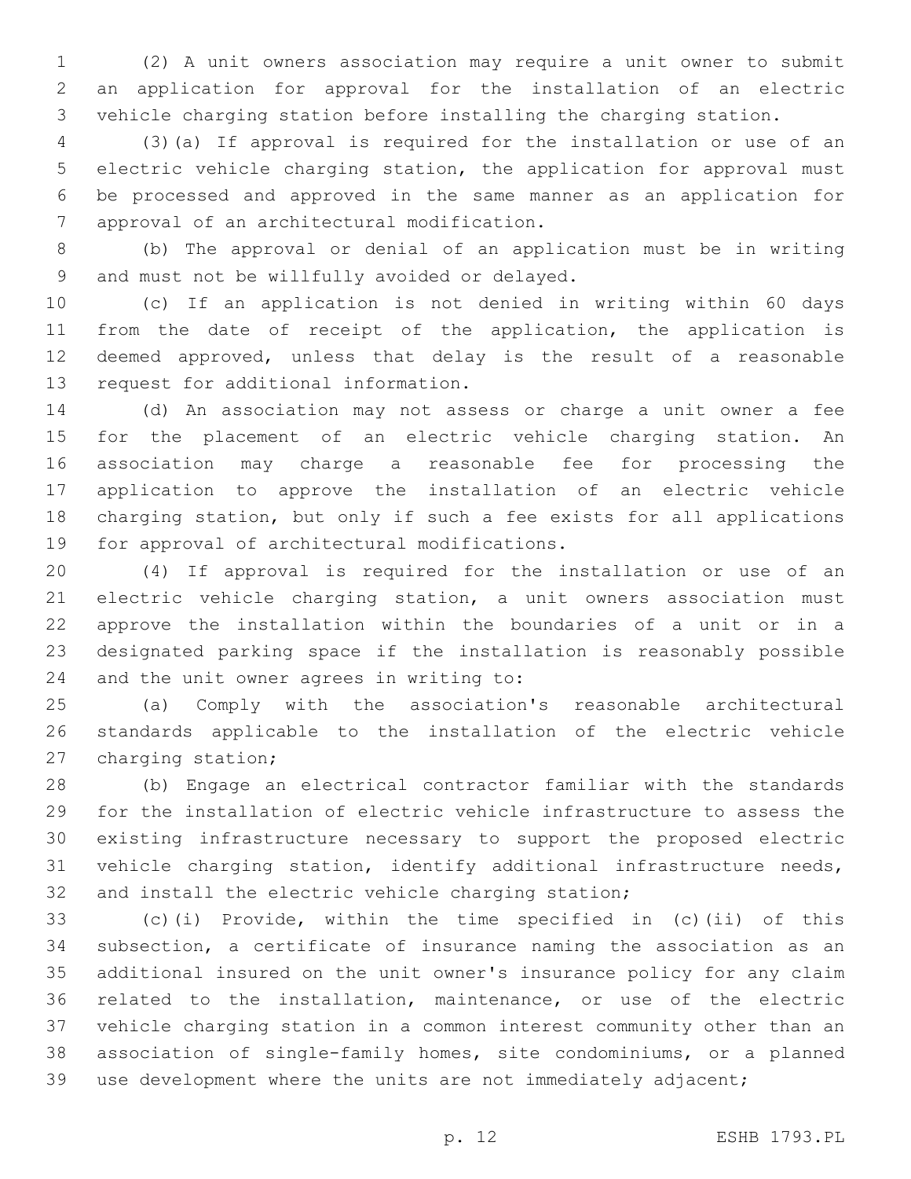(2) A unit owners association may require a unit owner to submit an application for approval for the installation of an electric vehicle charging station before installing the charging station.

(3)(a) If approval is required for the installation or use of an electric vehicle charging station, the application for approval must be processed and approved in the same manner as an application for approval of an architectural modification.

(b) The approval or denial of an application must be in writing and must not be willfully avoided or delayed.

(c) If an application is not denied in writing within 60 days from the date of receipt of the application, the application is deemed approved, unless that delay is the result of a reasonable request for additional information.

(d) An association may not assess or charge a unit owner a fee for the placement of an electric vehicle charging station. An association may charge a reasonable fee for processing the application to approve the installation of an electric vehicle charging station, but only if such a fee exists for all applications for approval of architectural modifications.

(4) If approval is required for the installation or use of an electric vehicle charging station, a unit owners association must approve the installation within the boundaries of a unit or in a designated parking space if the installation is reasonably possible and the unit owner agrees in writing to:

(a) Comply with the association's reasonable architectural standards applicable to the installation of the electric vehicle charging station;

(b) Engage an electrical contractor familiar with the standards for the installation of electric vehicle infrastructure to assess the existing infrastructure necessary to support the proposed electric vehicle charging station, identify additional infrastructure needs, and install the electric vehicle charging station;

(c)(i) Provide, within the time specified in (c)(ii) of this subsection, a certificate of insurance naming the association as an additional insured on the unit owner's insurance policy for any claim related to the installation, maintenance, or use of the electric vehicle charging station in a common interest community other than an association of single-family homes, site condominiums, or a planned use development where the units are not immediately adjacent;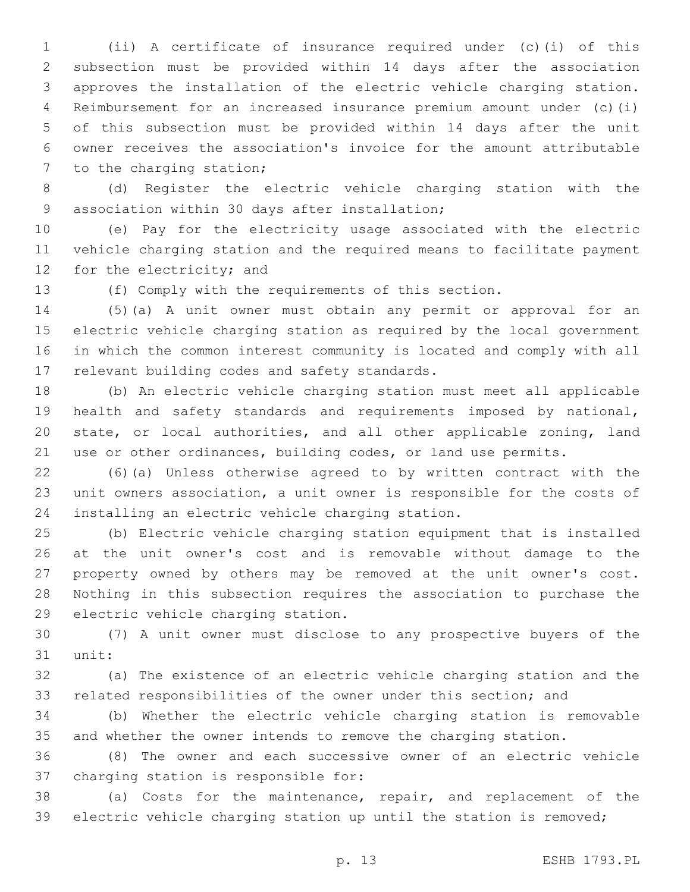(ii) A certificate of insurance required under (c)(i) of this subsection must be provided within 14 days after the association approves the installation of the electric vehicle charging station. Reimbursement for an increased insurance premium amount under (c)(i) of this subsection must be provided within 14 days after the unit owner receives the association's invoice for the amount attributable to the charging station;

(d) Register the electric vehicle charging station with the association within 30 days after installation;

(e) Pay for the electricity usage associated with the electric vehicle charging station and the required means to facilitate payment for the electricity; and

(f) Comply with the requirements of this section.

(5)(a) A unit owner must obtain any permit or approval for an electric vehicle charging station as required by the local government in which the common interest community is located and comply with all relevant building codes and safety standards.

(b) An electric vehicle charging station must meet all applicable health and safety standards and requirements imposed by national, state, or local authorities, and all other applicable zoning, land use or other ordinances, building codes, or land use permits.

(6)(a) Unless otherwise agreed to by written contract with the unit owners association, a unit owner is responsible for the costs of installing an electric vehicle charging station.

(b) Electric vehicle charging station equipment that is installed at the unit owner's cost and is removable without damage to the property owned by others may be removed at the unit owner's cost. Nothing in this subsection requires the association to purchase the electric vehicle charging station.

(7) A unit owner must disclose to any prospective buyers of the unit:

(a) The existence of an electric vehicle charging station and the related responsibilities of the owner under this section; and

(b) Whether the electric vehicle charging station is removable and whether the owner intends to remove the charging station.

(8) The owner and each successive owner of an electric vehicle charging station is responsible for:

(a) Costs for the maintenance, repair, and replacement of the electric vehicle charging station up until the station is removed;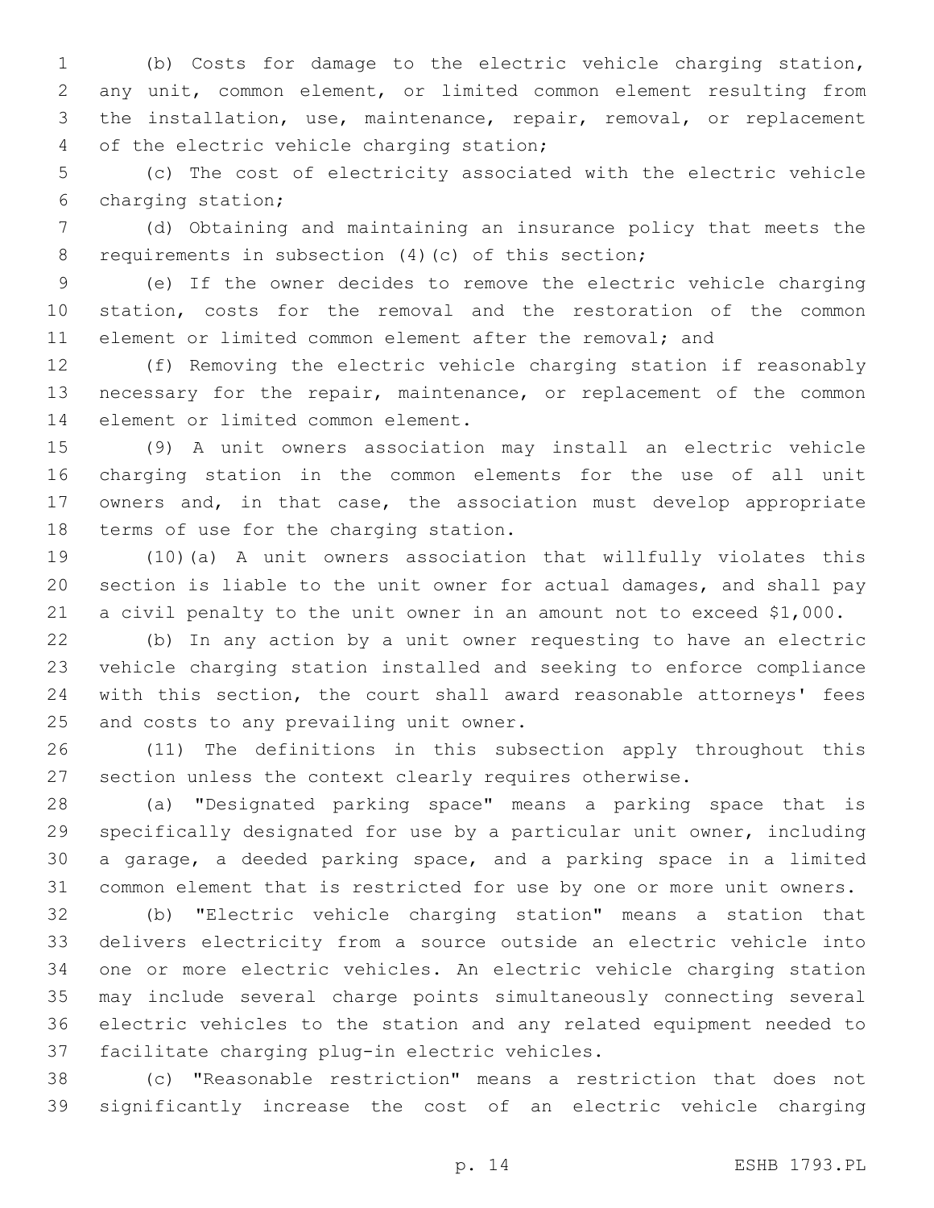(b) Costs for damage to the electric vehicle charging station, any unit, common element, or limited common element resulting from the installation, use, maintenance, repair, removal, or replacement of the electric vehicle charging station;

(c) The cost of electricity associated with the electric vehicle charging station;

(d) Obtaining and maintaining an insurance policy that meets the requirements in subsection (4)(c) of this section;

(e) If the owner decides to remove the electric vehicle charging station, costs for the removal and the restoration of the common element or limited common element after the removal; and

(f) Removing the electric vehicle charging station if reasonably necessary for the repair, maintenance, or replacement of the common element or limited common element.

(9) A unit owners association may install an electric vehicle charging station in the common elements for the use of all unit owners and, in that case, the association must develop appropriate terms of use for the charging station.

(10)(a) A unit owners association that willfully violates this section is liable to the unit owner for actual damages, and shall pay a civil penalty to the unit owner in an amount not to exceed $1,000.

(b) In any action by a unit owner requesting to have an electric vehicle charging station installed and seeking to enforce compliance with this section, the court shall award reasonable attorneys' fees and costs to any prevailing unit owner.

(11) The definitions in this subsection apply throughout this section unless the context clearly requires otherwise.

(a) "Designated parking space" means a parking space that is specifically designated for use by a particular unit owner, including a garage, a deeded parking space, and a parking space in a limited common element that is restricted for use by one or more unit owners.

(b) "Electric vehicle charging station" means a station that delivers electricity from a source outside an electric vehicle into one or more electric vehicles. An electric vehicle charging station may include several charge points simultaneously connecting several electric vehicles to the station and any related equipment needed to facilitate charging plug-in electric vehicles.

(c) "Reasonable restriction" means a restriction that does not significantly increase the cost of an electric vehicle charging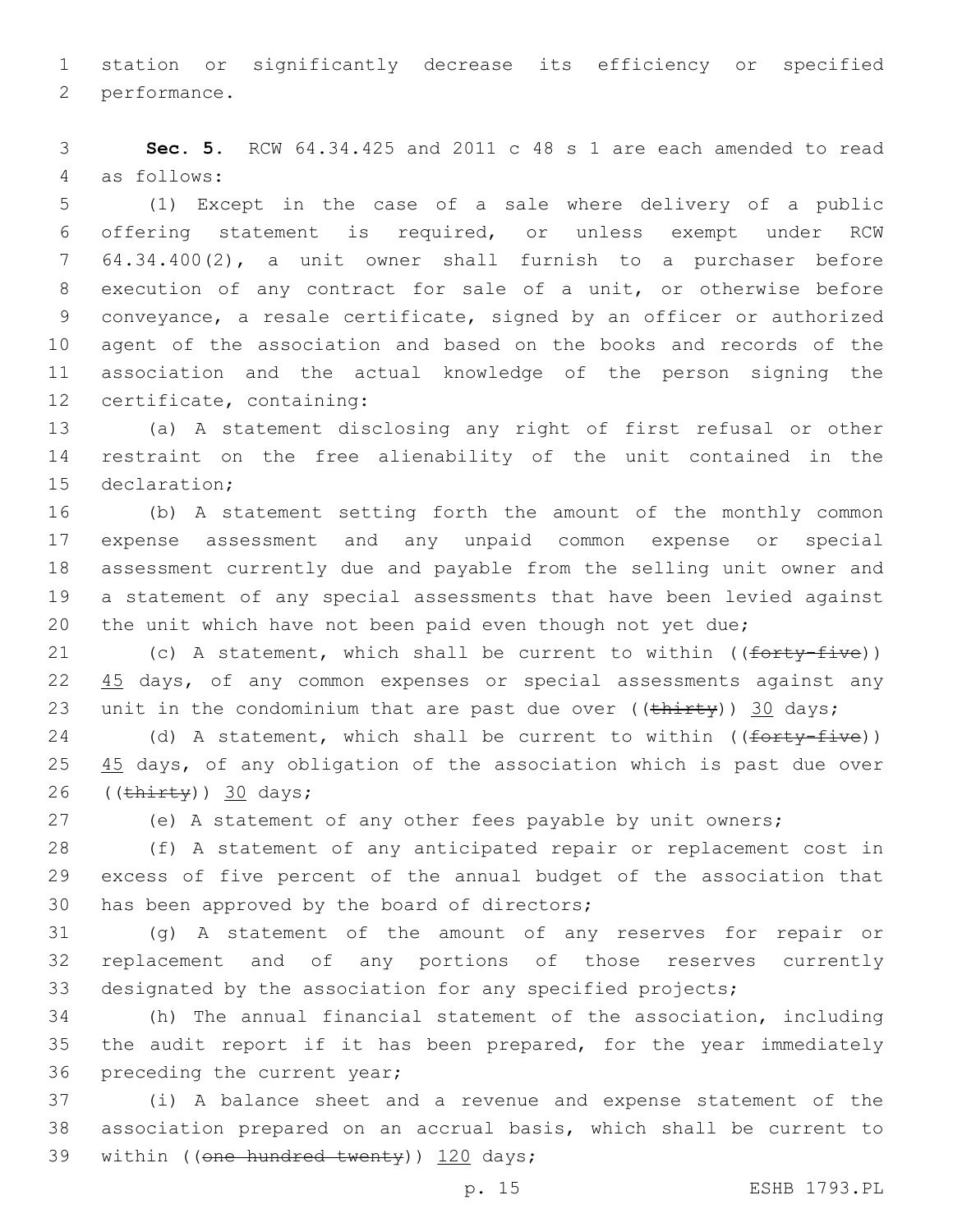station or significantly decrease its efficiency or specified performance.

**Sec. 5.** RCW 64.34.425 and 2011 c 48 s 1 are each amended to read as follows:

(1) Except in the case of a sale where delivery of a public offering statement is required, or unless exempt under RCW 64.34.400(2), a unit owner shall furnish to a purchaser before execution of any contract for sale of a unit, or otherwise before conveyance, a resale certificate, signed by an officer or authorized agent of the association and based on the books and records of the association and the actual knowledge of the person signing the certificate, containing:

(a) A statement disclosing any right of first refusal or other restraint on the free alienability of the unit contained in the declaration;

(b) A statement setting forth the amount of the monthly common expense assessment and any unpaid common expense or special assessment currently due and payable from the selling unit owner and a statement of any special assessments that have been levied against the unit which have not been paid even though not yet due;

(c) A statement, which shall be current to within ((~~forty-five~~)) <u>45</u> days, of any common expenses or special assessments against any unit in the condominium that are past due over ((~~thirty~~)) <u>30</u> days;

(d) A statement, which shall be current to within ((~~forty-five~~)) <u>45</u> days, of any obligation of the association which is past due over ((~~thirty~~)) <u>30</u> days;

(e) A statement of any other fees payable by unit owners;

(f) A statement of any anticipated repair or replacement cost in excess of five percent of the annual budget of the association that has been approved by the board of directors;

(g) A statement of the amount of any reserves for repair or replacement and of any portions of those reserves currently designated by the association for any specified projects;

(h) The annual financial statement of the association, including the audit report if it has been prepared, for the year immediately preceding the current year;

(i) A balance sheet and a revenue and expense statement of the association prepared on an accrual basis, which shall be current to within ((~~one hundred twenty~~)) <u>120</u> days;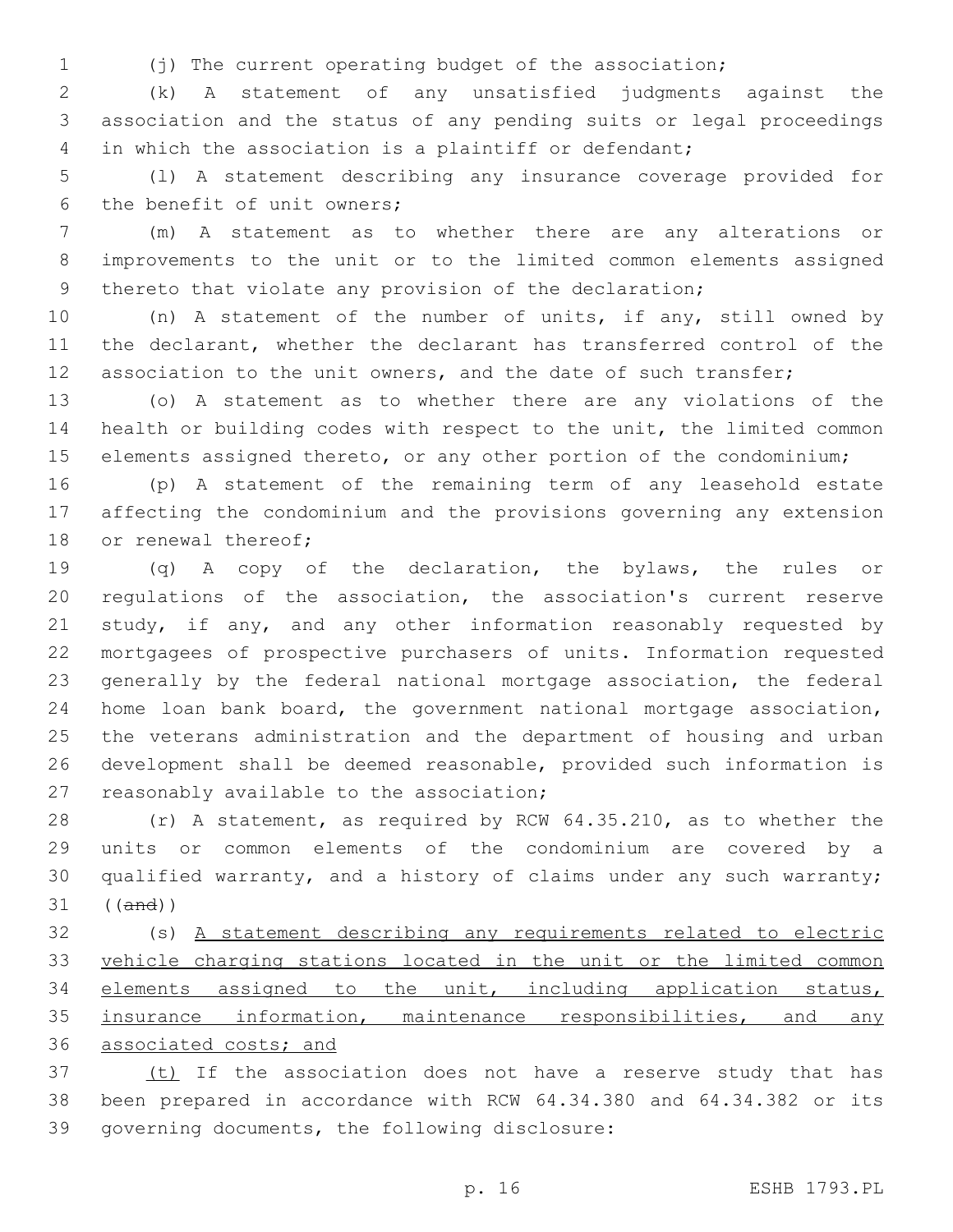(j) The current operating budget of the association;

(k) A statement of any unsatisfied judgments against the association and the status of any pending suits or legal proceedings in which the association is a plaintiff or defendant;

(l) A statement describing any insurance coverage provided for the benefit of unit owners;

(m) A statement as to whether there are any alterations or improvements to the unit or to the limited common elements assigned thereto that violate any provision of the declaration;

(n) A statement of the number of units, if any, still owned by the declarant, whether the declarant has transferred control of the association to the unit owners, and the date of such transfer;

(o) A statement as to whether there are any violations of the health or building codes with respect to the unit, the limited common elements assigned thereto, or any other portion of the condominium;

(p) A statement of the remaining term of any leasehold estate affecting the condominium and the provisions governing any extension or renewal thereof;

(q) A copy of the declaration, the bylaws, the rules or regulations of the association, the association's current reserve study, if any, and any other information reasonably requested by mortgagees of prospective purchasers of units. Information requested generally by the federal national mortgage association, the federal home loan bank board, the government national mortgage association, the veterans administration and the department of housing and urban development shall be deemed reasonable, provided such information is reasonably available to the association;

(r) A statement, as required by RCW 64.35.210, as to whether the units or common elements of the condominium are covered by a qualified warranty, and a history of claims under any such warranty; ((~~and~~))

(s) A statement describing any requirements related to electric vehicle charging stations located in the unit or the limited common elements assigned to the unit, including application status, insurance information, maintenance responsibilities, and any associated costs; and

(t) If the association does not have a reserve study that has been prepared in accordance with RCW 64.34.380 and 64.34.382 or its governing documents, the following disclosure: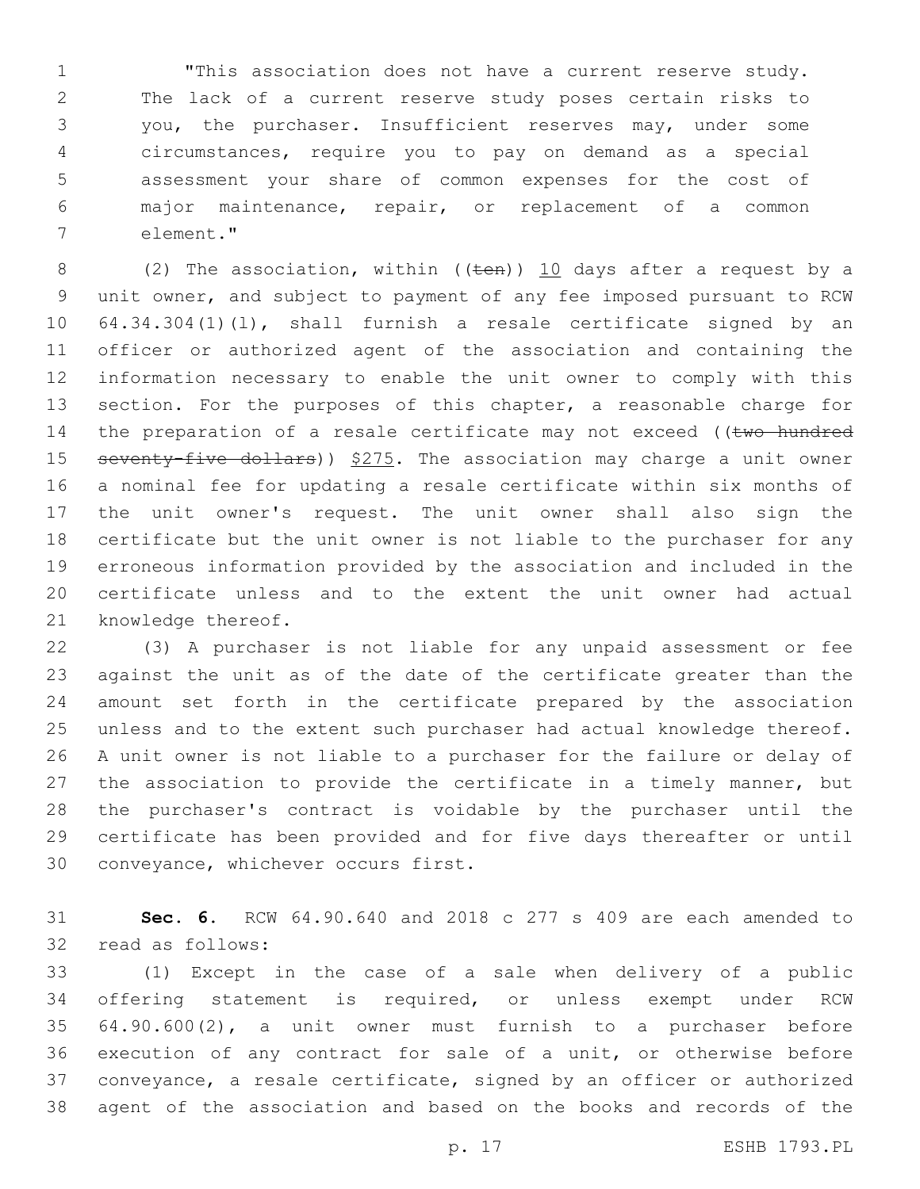"This association does not have a current reserve study. The lack of a current reserve study poses certain risks to you, the purchaser. Insufficient reserves may, under some circumstances, require you to pay on demand as a special assessment your share of common expenses for the cost of major maintenance, repair, or replacement of a common element."

(2) The association, within ((~~ten~~)) 10 days after a request by a unit owner, and subject to payment of any fee imposed pursuant to RCW 64.34.304(1)(l), shall furnish a resale certificate signed by an officer or authorized agent of the association and containing the information necessary to enable the unit owner to comply with this section. For the purposes of this chapter, a reasonable charge for the preparation of a resale certificate may not exceed ((~~two hundred seventy-five dollars~~)) $275. The association may charge a unit owner a nominal fee for updating a resale certificate within six months of the unit owner's request. The unit owner shall also sign the certificate but the unit owner is not liable to the purchaser for any erroneous information provided by the association and included in the certificate unless and to the extent the unit owner had actual knowledge thereof.

(3) A purchaser is not liable for any unpaid assessment or fee against the unit as of the date of the certificate greater than the amount set forth in the certificate prepared by the association unless and to the extent such purchaser had actual knowledge thereof. A unit owner is not liable to a purchaser for the failure or delay of the association to provide the certificate in a timely manner, but the purchaser's contract is voidable by the purchaser until the certificate has been provided and for five days thereafter or until conveyance, whichever occurs first.

**Sec. 6.** RCW 64.90.640 and 2018 c 277 s 409 are each amended to read as follows:

(1) Except in the case of a sale when delivery of a public offering statement is required, or unless exempt under RCW 64.90.600(2), a unit owner must furnish to a purchaser before execution of any contract for sale of a unit, or otherwise before conveyance, a resale certificate, signed by an officer or authorized agent of the association and based on the books and records of the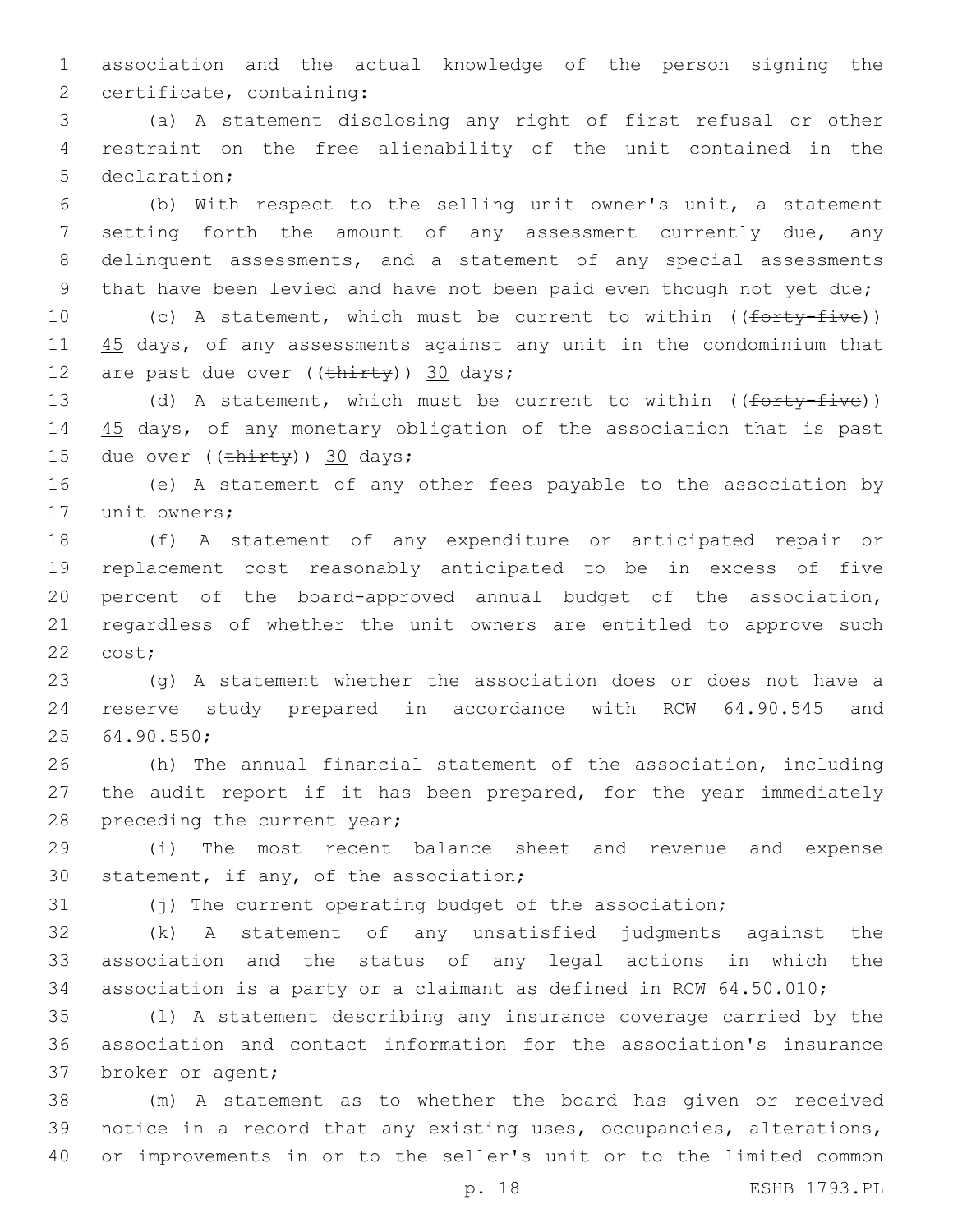association and the actual knowledge of the person signing the certificate, containing:

(a) A statement disclosing any right of first refusal or other restraint on the free alienability of the unit contained in the declaration;

(b) With respect to the selling unit owner's unit, a statement setting forth the amount of any assessment currently due, any delinquent assessments, and a statement of any special assessments that have been levied and have not been paid even though not yet due;

(c) A statement, which must be current to within ((~~forty-five~~)) 45 days, of any assessments against any unit in the condominium that are past due over ((~~thirty~~)) 30 days;

(d) A statement, which must be current to within ((~~forty-five~~)) 45 days, of any monetary obligation of the association that is past due over ((~~thirty~~)) 30 days;

(e) A statement of any other fees payable to the association by unit owners;

(f) A statement of any expenditure or anticipated repair or replacement cost reasonably anticipated to be in excess of five percent of the board-approved annual budget of the association, regardless of whether the unit owners are entitled to approve such cost;

(g) A statement whether the association does or does not have a reserve study prepared in accordance with RCW 64.90.545 and 64.90.550;

(h) The annual financial statement of the association, including the audit report if it has been prepared, for the year immediately preceding the current year;

(i) The most recent balance sheet and revenue and expense statement, if any, of the association;

(j) The current operating budget of the association;

(k) A statement of any unsatisfied judgments against the association and the status of any legal actions in which the association is a party or a claimant as defined in RCW 64.50.010;

(l) A statement describing any insurance coverage carried by the association and contact information for the association's insurance broker or agent;

(m) A statement as to whether the board has given or received notice in a record that any existing uses, occupancies, alterations, or improvements in or to the seller's unit or to the limited common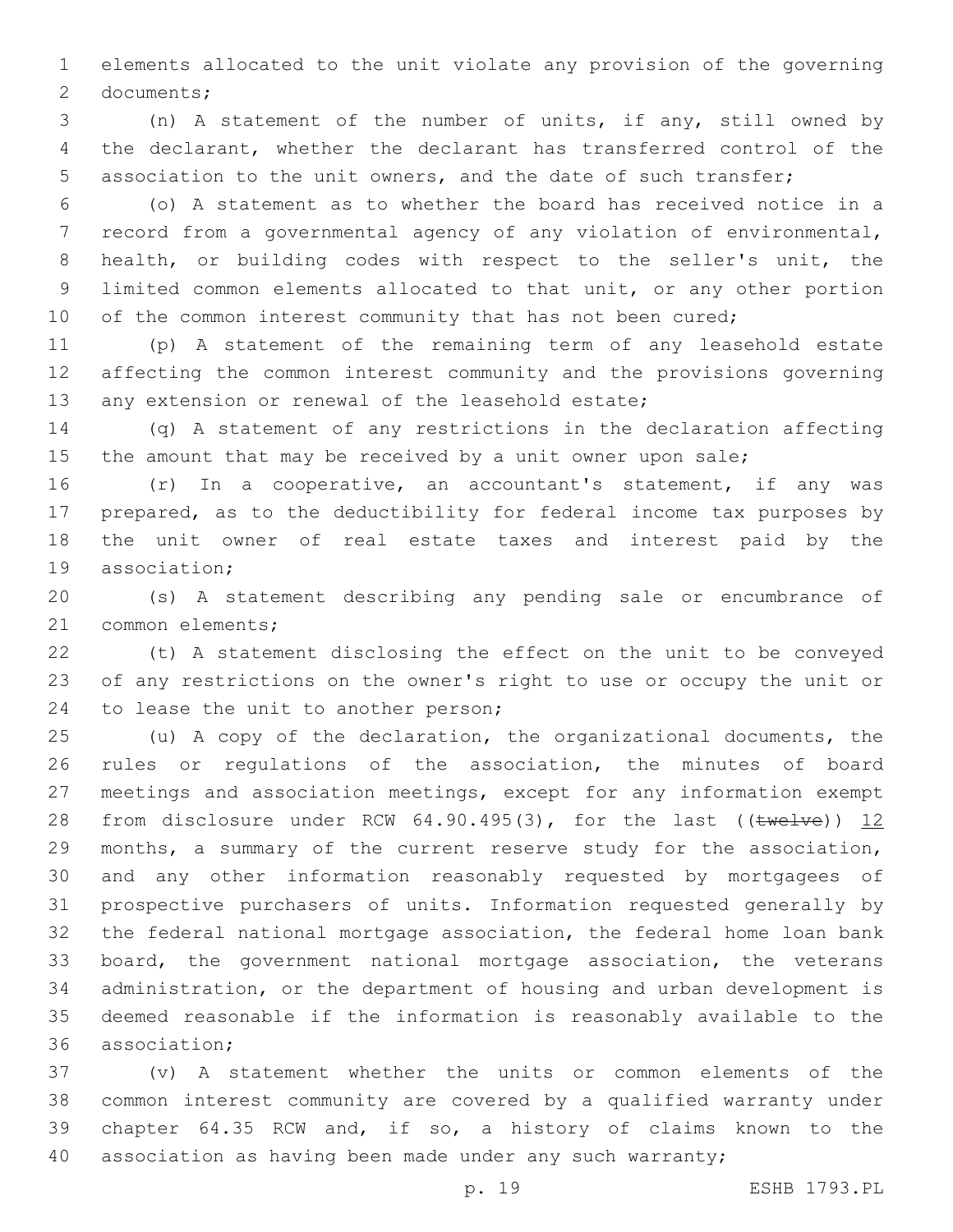elements allocated to the unit violate any provision of the governing documents;

(n) A statement of the number of units, if any, still owned by the declarant, whether the declarant has transferred control of the association to the unit owners, and the date of such transfer;

(o) A statement as to whether the board has received notice in a record from a governmental agency of any violation of environmental, health, or building codes with respect to the seller's unit, the limited common elements allocated to that unit, or any other portion of the common interest community that has not been cured;

(p) A statement of the remaining term of any leasehold estate affecting the common interest community and the provisions governing any extension or renewal of the leasehold estate;

(q) A statement of any restrictions in the declaration affecting the amount that may be received by a unit owner upon sale;

(r) In a cooperative, an accountant's statement, if any was prepared, as to the deductibility for federal income tax purposes by the unit owner of real estate taxes and interest paid by the association;

(s) A statement describing any pending sale or encumbrance of common elements;

(t) A statement disclosing the effect on the unit to be conveyed of any restrictions on the owner's right to use or occupy the unit or to lease the unit to another person;

(u) A copy of the declaration, the organizational documents, the rules or regulations of the association, the minutes of board meetings and association meetings, except for any information exempt from disclosure under RCW 64.90.495(3), for the last ((~~twelve~~)) 12 months, a summary of the current reserve study for the association, and any other information reasonably requested by mortgagees of prospective purchasers of units. Information requested generally by the federal national mortgage association, the federal home loan bank board, the government national mortgage association, the veterans administration, or the department of housing and urban development is deemed reasonable if the information is reasonably available to the association;

(v) A statement whether the units or common elements of the common interest community are covered by a qualified warranty under chapter 64.35 RCW and, if so, a history of claims known to the association as having been made under any such warranty;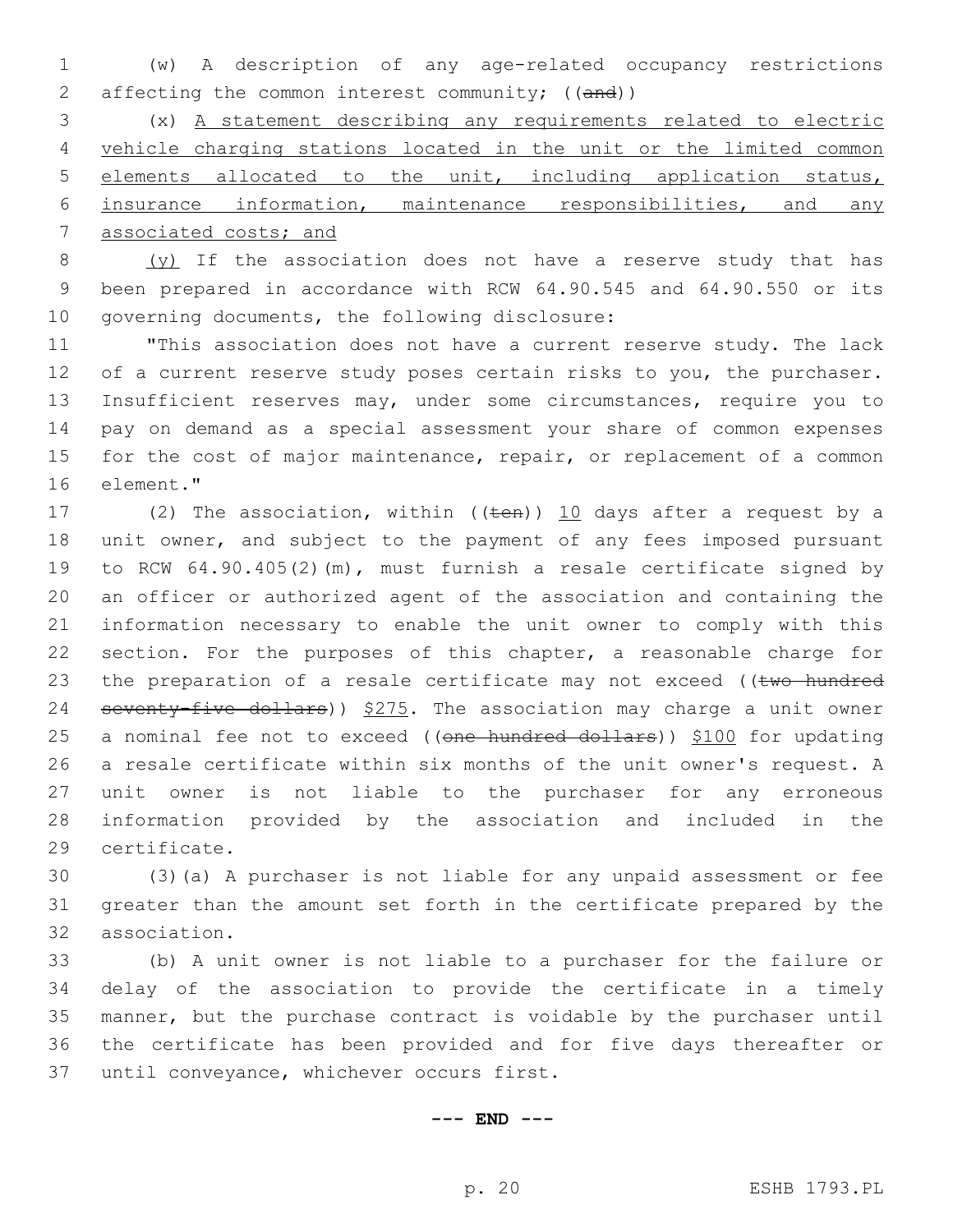(w) A description of any age-related occupancy restrictions affecting the common interest community; ((~~and~~))

(x) <u>A statement describing any requirements related to electric vehicle charging stations located in the unit or the limited common elements allocated to the unit, including application status, insurance information, maintenance responsibilities, and any associated costs; and</u>

<u>(y)</u> If the association does not have a reserve study that has been prepared in accordance with RCW 64.90.545 and 64.90.550 or its governing documents, the following disclosure:

"This association does not have a current reserve study. The lack of a current reserve study poses certain risks to you, the purchaser. Insufficient reserves may, under some circumstances, require you to pay on demand as a special assessment your share of common expenses for the cost of major maintenance, repair, or replacement of a common element."

(2) The association, within ((~~ten~~)) <u>10</u> days after a request by a unit owner, and subject to the payment of any fees imposed pursuant to RCW 64.90.405(2)(m), must furnish a resale certificate signed by an officer or authorized agent of the association and containing the information necessary to enable the unit owner to comply with this section. For the purposes of this chapter, a reasonable charge for the preparation of a resale certificate may not exceed ((~~two hundred seventy-five dollars~~)) <u>$275</u>. The association may charge a unit owner a nominal fee not to exceed ((~~one hundred dollars~~)) <u>$100</u> for updating a resale certificate within six months of the unit owner's request. A unit owner is not liable to the purchaser for any erroneous information provided by the association and included in the certificate.

(3)(a) A purchaser is not liable for any unpaid assessment or fee greater than the amount set forth in the certificate prepared by the association.

(b) A unit owner is not liable to a purchaser for the failure or delay of the association to provide the certificate in a timely manner, but the purchase contract is voidable by the purchaser until the certificate has been provided and for five days thereafter or until conveyance, whichever occurs first.

**--- END ---**